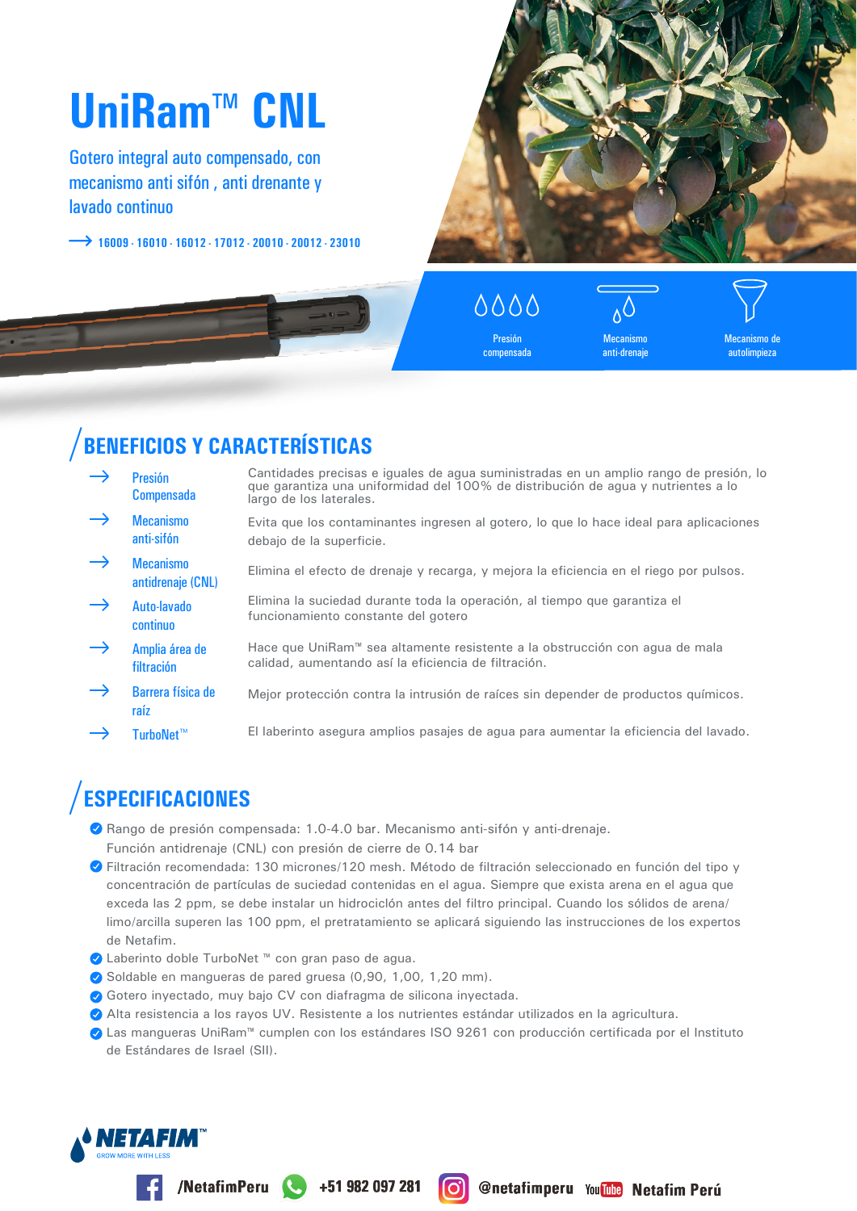# UniRam™ CNL

Gotero integral auto compensado, con mecanismo anti sifón , anti drenante y lavado continuo

→ 16009 · 16010 · 16012 · 17012 · 20010 · 20012 · 23010

Presión compensada

Mecanismo anti-drenaje

Mecanismo de autolimpieza

## BENEFICIOS Y CARACTERÍSTICAS

| | |
|---|---|
| → Presión Compensada | Cantidades precisas e iguales de agua suministradas en un amplio rango de presión, lo que garantiza una uniformidad del 100% de distribución de agua y nutrientes a lo largo de los laterales. |
| → Mecanismo anti-sifón | Evita que los contaminantes ingresen al gotero, lo que lo hace ideal para aplicaciones debajo de la superficie. |
| → Mecanismo antidrenaje (CNL) | Elimina el efecto de drenaje y recarga, y mejora la eficiencia en el riego por pulsos. |
| → Auto-lavado continuo | Elimina la suciedad durante toda la operación, al tiempo que garantiza el funcionamiento constante del gotero |
| → Amplia área de filtración | Hace que UniRam™ sea altamente resistente a la obstrucción con agua de mala calidad, aumentando así la eficiencia de filtración. |
| → Barrera física de raíz | Mejor protección contra la intrusión de raíces sin depender de productos químicos. |
| → TurboNet™ | El laberinto asegura amplios pasajes de agua para aumentar la eficiencia del lavado. |

## ESPECIFICACIONES

- Rango de presión compensada: 1.0-4.0 bar. Mecanismo anti-sifón y anti-drenaje. Función antidrenaje (CNL) con presión de cierre de 0.14 bar
- Filtración recomendada: 130 micrones/120 mesh. Método de filtración seleccionado en función del tipo y concentración de partículas de suciedad contenidas en el agua. Siempre que exista arena en el agua que exceda las 2 ppm, se debe instalar un hidrociclón antes del filtro principal. Cuando los sólidos de arena/ limo/arcilla superen las 100 ppm, el pretratamiento se aplicará siguiendo las instrucciones de los expertos de Netafim.
- Laberinto doble TurboNet ™ con gran paso de agua.
- Soldable en mangueras de pared gruesa (0,90, 1,00, 1,20 mm).
- Gotero inyectado, muy bajo CV con diafragma de silicona inyectada.
- Alta resistencia a los rayos UV. Resistente a los nutrientes estándar utilizados en la agricultura.
- Las mangueras UniRam™ cumplen con los estándares ISO 9261 con producción certificada por el Instituto de Estándares de Israel (SII).

NETAFIM™ GROW MORE WITH LESS

/NetafimPeru +51 982 097 281 @netafimperu Netafim Perú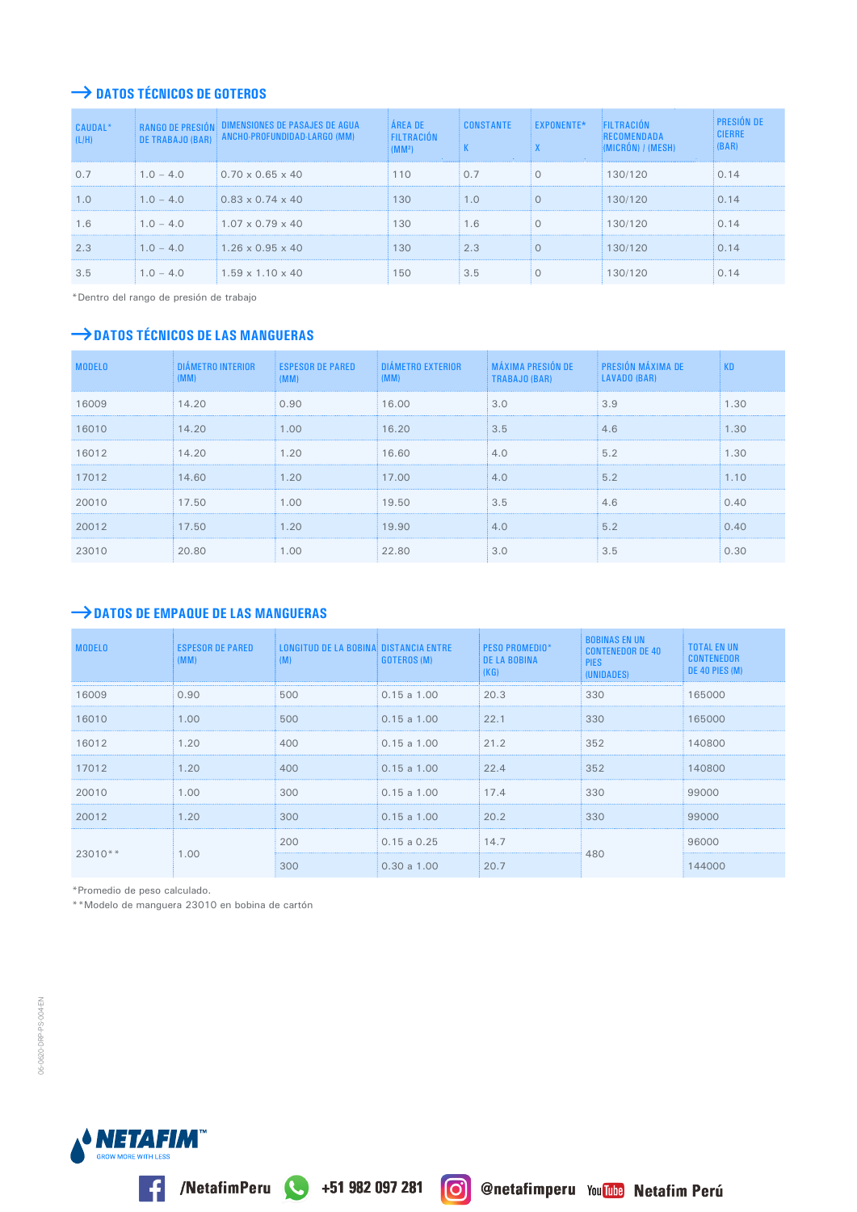## DATOS TÉCNICOS DE GOTEROS

| CAUDAL* (L/H) | RANGO DE PRESIÓN DE TRABAJO (BAR) | DIMENSIONES DE PASAJES DE AGUA ANCHO-PROFUNDIDAD-LARGO (MM) | ÁREA DE FILTRACIÓN (MM²) | CONSTANTE K | EXPONENTE* X | FILTRACIÓN RECOMENDADA (MICRÓN) / (MESH) | PRESIÓN DE CIERRE (BAR) |
|---|---|---|---|---|---|---|---|
| 0.7 | 1.0 – 4.0 | 0.70 x 0.65 x 40 | 110 | 0.7 | 0 | 130/120 | 0.14 |
| 1.0 | 1.0 – 4.0 | 0.83 x 0.74 x 40 | 130 | 1.0 | 0 | 130/120 | 0.14 |
| 1.6 | 1.0 – 4.0 | 1.07 x 0.79 x 40 | 130 | 1.6 | 0 | 130/120 | 0.14 |
| 2.3 | 1.0 – 4.0 | 1.26 x 0.95 x 40 | 130 | 2.3 | 0 | 130/120 | 0.14 |
| 3.5 | 1.0 – 4.0 | 1.59 x 1.10 x 40 | 150 | 3.5 | 0 | 130/120 | 0.14 |

*Dentro del rango de presión de trabajo

## DATOS TÉCNICOS DE LAS MANGUERAS

| MODELO | DIÁMETRO INTERIOR (MM) | ESPESOR DE PARED (MM) | DIÁMETRO EXTERIOR (MM) | MÁXIMA PRESIÓN DE TRABAJO (BAR) | PRESIÓN MÁXIMA DE LAVADO (BAR) | KD |
|---|---|---|---|---|---|---|
| 16009 | 14.20 | 0.90 | 16.00 | 3.0 | 3.9 | 1.30 |
| 16010 | 14.20 | 1.00 | 16.20 | 3.5 | 4.6 | 1.30 |
| 16012 | 14.20 | 1.20 | 16.60 | 4.0 | 5.2 | 1.30 |
| 17012 | 14.60 | 1.20 | 17.00 | 4.0 | 5.2 | 1.10 |
| 20010 | 17.50 | 1.00 | 19.50 | 3.5 | 4.6 | 0.40 |
| 20012 | 17.50 | 1.20 | 19.90 | 4.0 | 5.2 | 0.40 |
| 23010 | 20.80 | 1.00 | 22.80 | 3.0 | 3.5 | 0.30 |

## DATOS DE EMPAQUE DE LAS MANGUERAS

| MODELO | ESPESOR DE PARED (MM) | LONGITUD DE LA BOBINA (M) | DISTANCIA ENTRE GOTEROS (M) | PESO PROMEDIO* DE LA BOBINA (KG) | BOBINAS EN UN CONTENEDOR DE 40 PIES (UNIDADES) | TOTAL EN UN CONTENEDOR DE 40 PIES (M) |
|---|---|---|---|---|---|---|
| 16009 | 0.90 | 500 | 0.15 a 1.00 | 20.3 | 330 | 165000 |
| 16010 | 1.00 | 500 | 0.15 a 1.00 | 22.1 | 330 | 165000 |
| 16012 | 1.20 | 400 | 0.15 a 1.00 | 21.2 | 352 | 140800 |
| 17012 | 1.20 | 400 | 0.15 a 1.00 | 22.4 | 352 | 140800 |
| 20010 | 1.00 | 300 | 0.15 a 1.00 | 17.4 | 330 | 99000 |
| 20012 | 1.20 | 300 | 0.15 a 1.00 | 20.2 | 330 | 99000 |
| 23010** | 1.00 | 200 | 0.15 a 0.25 | 14.7 | 480 | 96000 |
| | | 300 | 0.30 a 1.00 | 20.7 | | 144000 |

*Promedio de peso calculado.

**Modelo de manguera 23010 en bobina de cartón

NETAFIM™ GROW MORE WITH LESS

/NetafimPeru +51 982 097 281 @netafimperu Netafim Perú